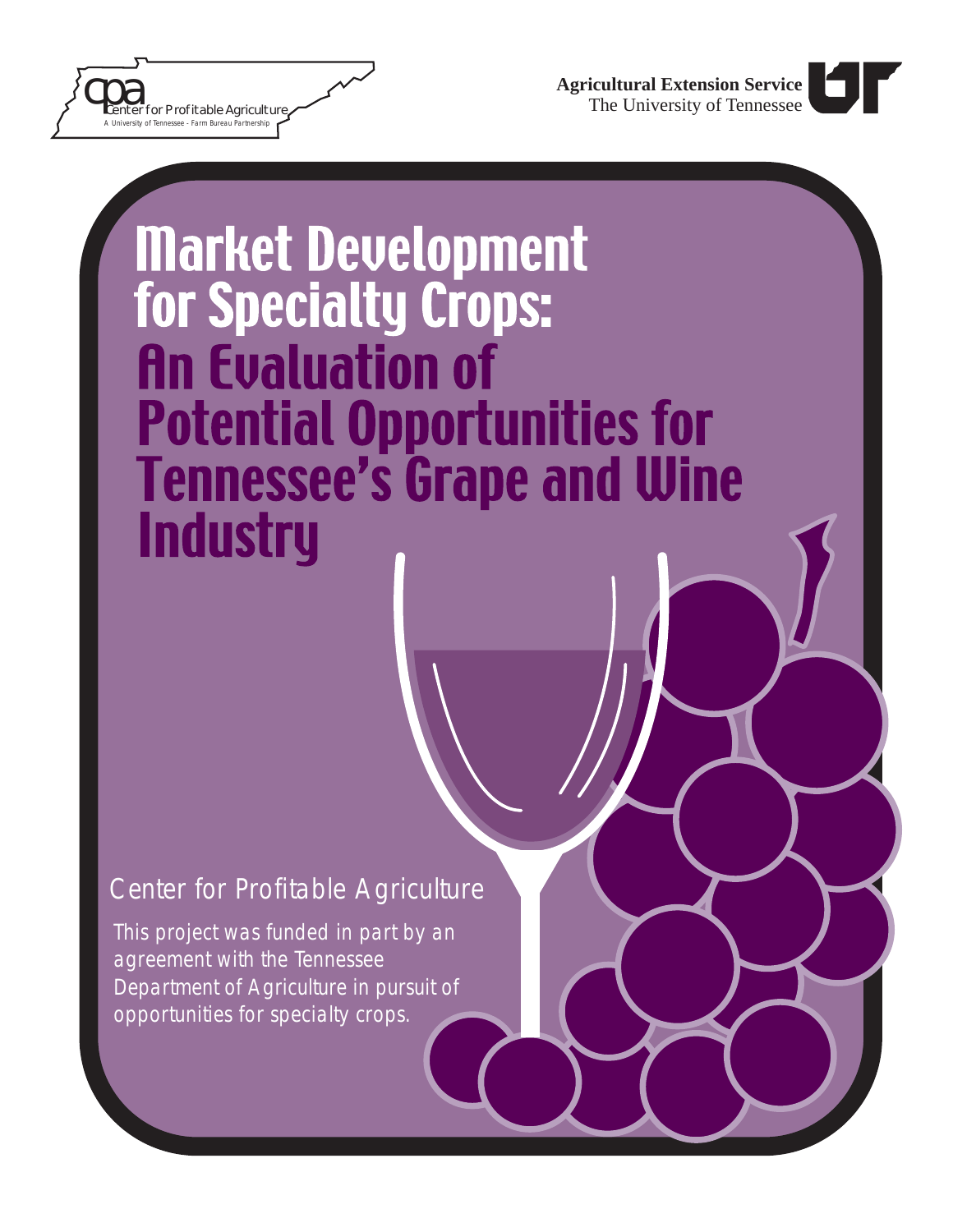cpa Center for Profitable Agriculture
A University of Tennessee - Farm Bureau Partnership

**Agricultural Extension Service**
The University of Tennessee

# Market Development for Specialty Crops:

## An Evaluation of Potential Opportunities for Tennessee's Grape and Wine Industry

Center for Profitable Agriculture

This project was funded in part by an agreement with the Tennessee Department of Agriculture in pursuit of opportunities for specialty crops.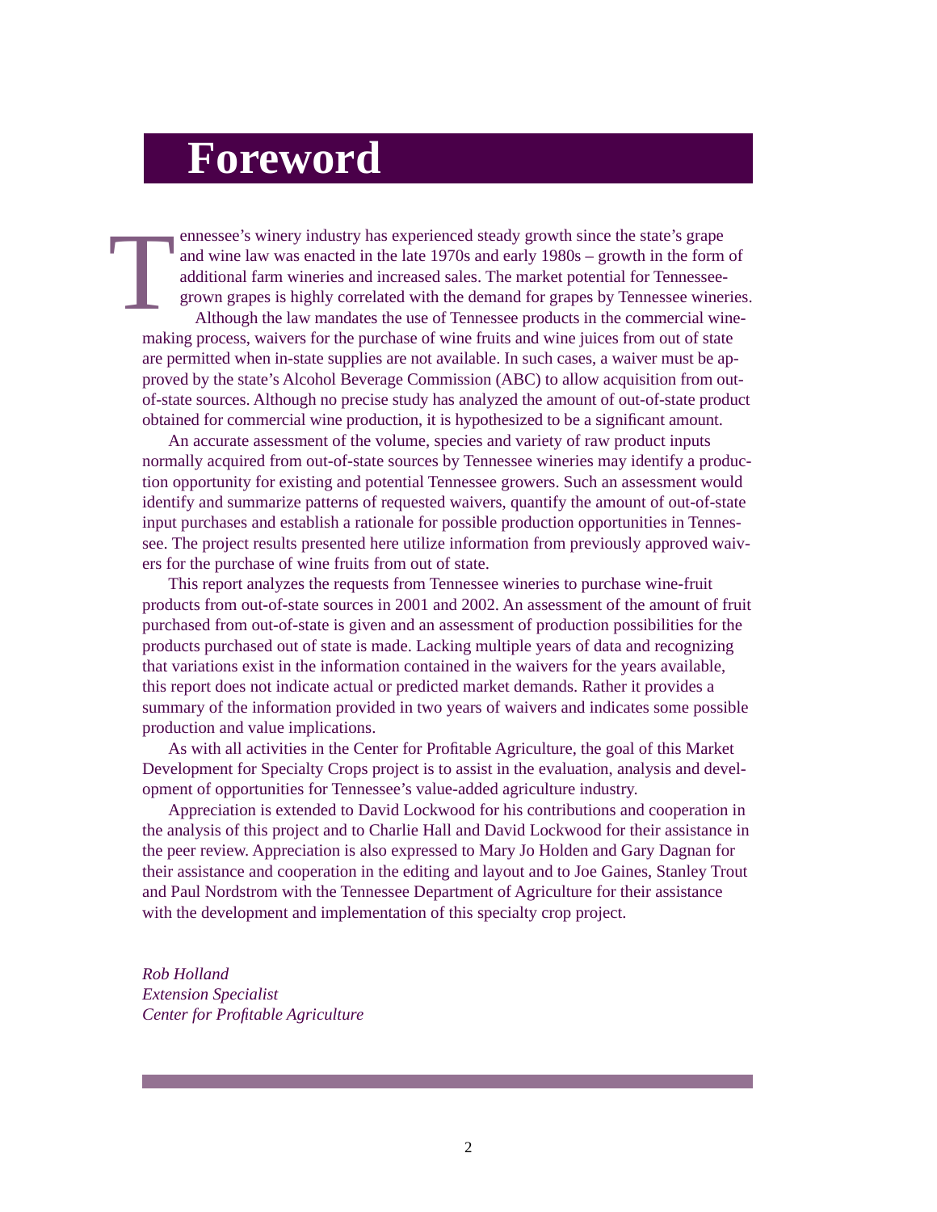# Foreword

Tennessee's winery industry has experienced steady growth since the state's grape and wine law was enacted in the late 1970s and early 1980s – growth in the form of additional farm wineries and increased sales. The market potential for Tennessee-grown grapes is highly correlated with the demand for grapes by Tennessee wineries.

Although the law mandates the use of Tennessee products in the commercial wine-making process, waivers for the purchase of wine fruits and wine juices from out of state are permitted when in-state supplies are not available. In such cases, a waiver must be approved by the state's Alcohol Beverage Commission (ABC) to allow acquisition from out-of-state sources. Although no precise study has analyzed the amount of out-of-state product obtained for commercial wine production, it is hypothesized to be a significant amount.

An accurate assessment of the volume, species and variety of raw product inputs normally acquired from out-of-state sources by Tennessee wineries may identify a production opportunity for existing and potential Tennessee growers. Such an assessment would identify and summarize patterns of requested waivers, quantify the amount of out-of-state input purchases and establish a rationale for possible production opportunities in Tennessee. The project results presented here utilize information from previously approved waivers for the purchase of wine fruits from out of state.

This report analyzes the requests from Tennessee wineries to purchase wine-fruit products from out-of-state sources in 2001 and 2002. An assessment of the amount of fruit purchased from out-of-state is given and an assessment of production possibilities for the products purchased out of state is made. Lacking multiple years of data and recognizing that variations exist in the information contained in the waivers for the years available, this report does not indicate actual or predicted market demands. Rather it provides a summary of the information provided in two years of waivers and indicates some possible production and value implications.

As with all activities in the Center for Profitable Agriculture, the goal of this Market Development for Specialty Crops project is to assist in the evaluation, analysis and development of opportunities for Tennessee's value-added agriculture industry.

Appreciation is extended to David Lockwood for his contributions and cooperation in the analysis of this project and to Charlie Hall and David Lockwood for their assistance in the peer review. Appreciation is also expressed to Mary Jo Holden and Gary Dagnan for their assistance and cooperation in the editing and layout and to Joe Gaines, Stanley Trout and Paul Nordstrom with the Tennessee Department of Agriculture for their assistance with the development and implementation of this specialty crop project.

*Rob Holland*
*Extension Specialist*
*Center for Profitable Agriculture*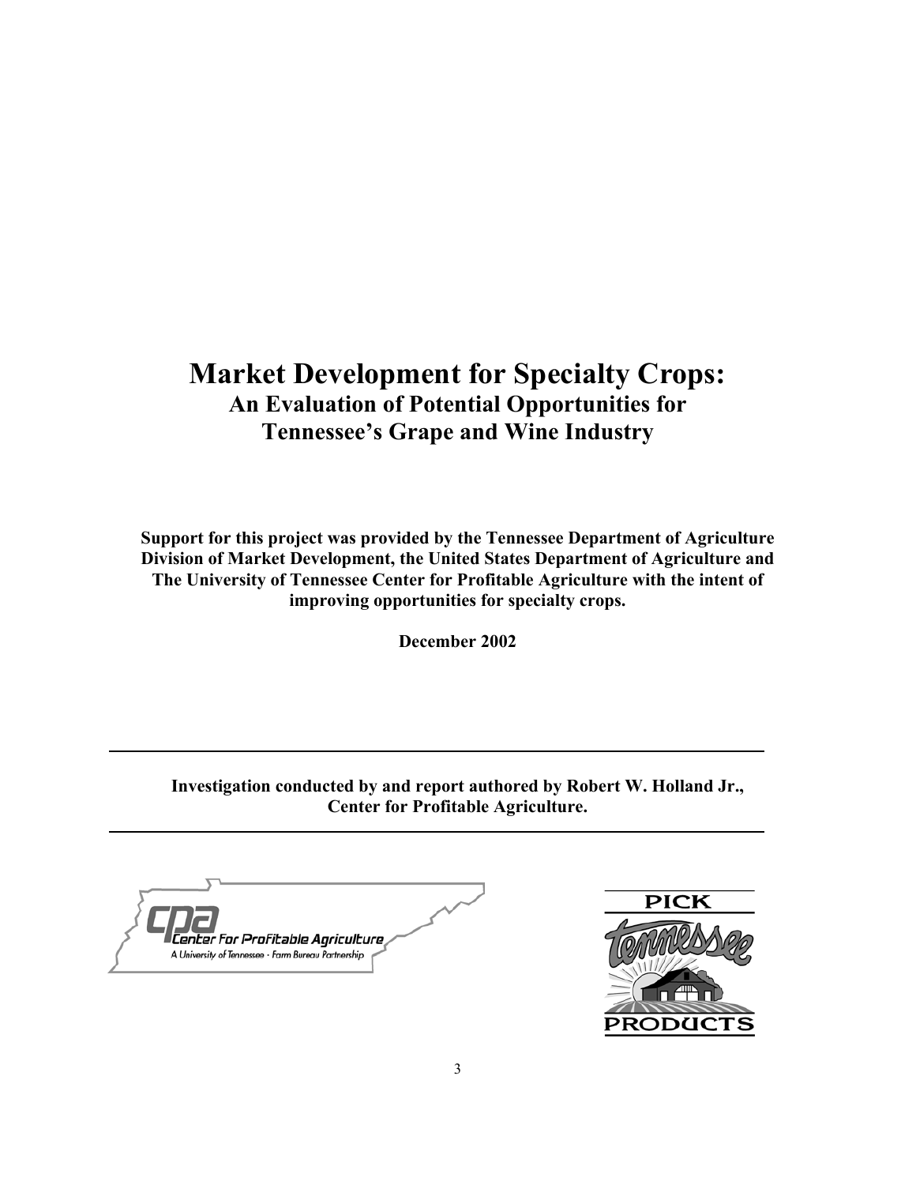# Market Development for Specialty Crops:

## An Evaluation of Potential Opportunities for Tennessee's Grape and Wine Industry

**Support for this project was provided by the Tennessee Department of Agriculture Division of Market Development, the United States Department of Agriculture and The University of Tennessee Center for Profitable Agriculture with the intent of improving opportunities for specialty crops.**

**December 2002**

---

**Investigation conducted by and report authored by Robert W. Holland Jr., Center for Profitable Agriculture.**

---

cpa Center For Profitable Agriculture
A University of Tennessee · Farm Bureau Partnership

PICK Tennessee PRODUCTS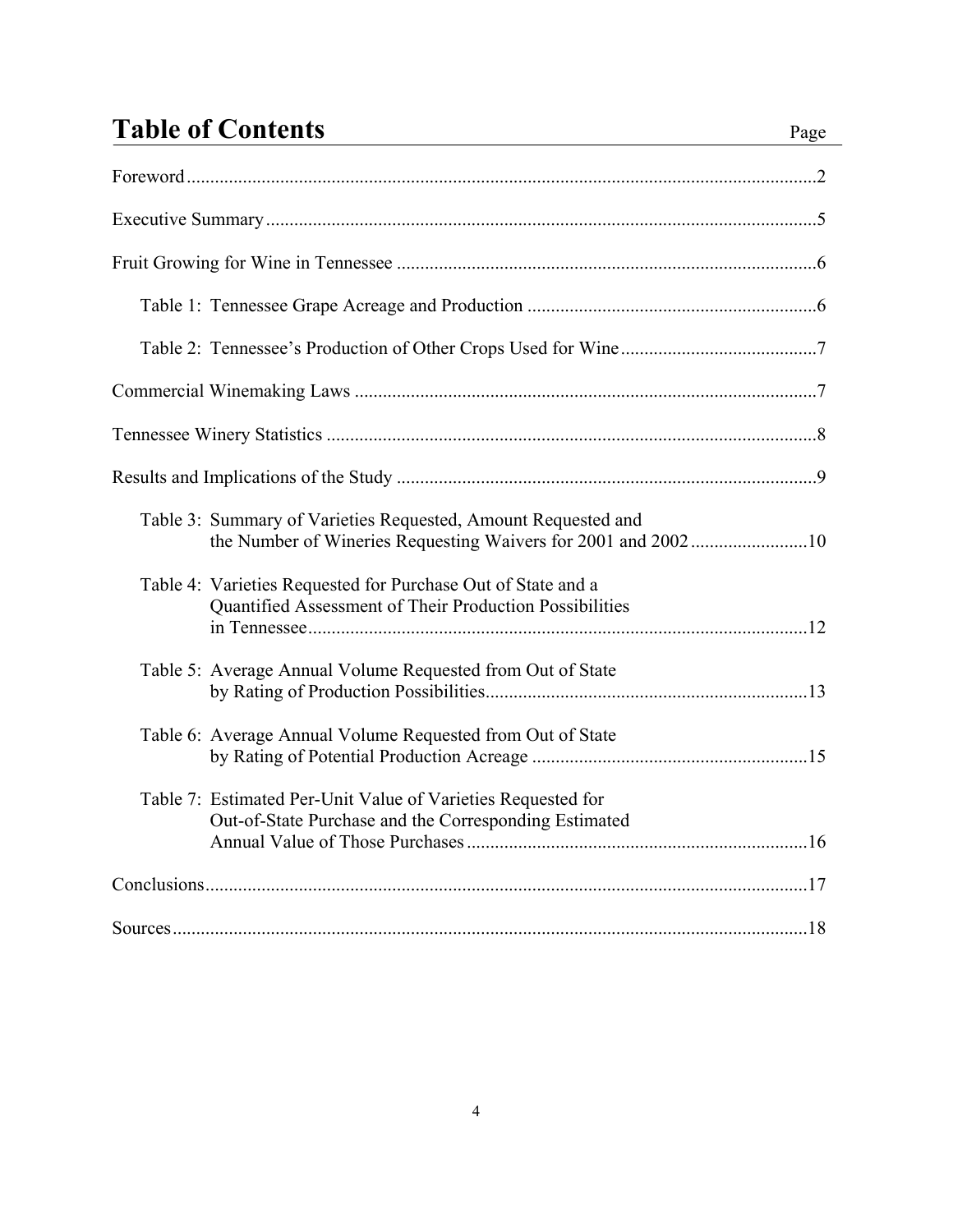# Table of Contents

| | Page |
|---|---|
| Foreword | 2 |
| Executive Summary | 5 |
| Fruit Growing for Wine in Tennessee | 6 |
| Table 1: Tennessee Grape Acreage and Production | 6 |
| Table 2: Tennessee's Production of Other Crops Used for Wine | 7 |
| Commercial Winemaking Laws | 7 |
| Tennessee Winery Statistics | 8 |
| Results and Implications of the Study | 9 |
| Table 3: Summary of Varieties Requested, Amount Requested and the Number of Wineries Requesting Waivers for 2001 and 2002 | 10 |
| Table 4: Varieties Requested for Purchase Out of State and a Quantified Assessment of Their Production Possibilities in Tennessee | 12 |
| Table 5: Average Annual Volume Requested from Out of State by Rating of Production Possibilities | 13 |
| Table 6: Average Annual Volume Requested from Out of State by Rating of Potential Production Acreage | 15 |
| Table 7: Estimated Per-Unit Value of Varieties Requested for Out-of-State Purchase and the Corresponding Estimated Annual Value of Those Purchases | 16 |
| Conclusions | 17 |
| Sources | 18 |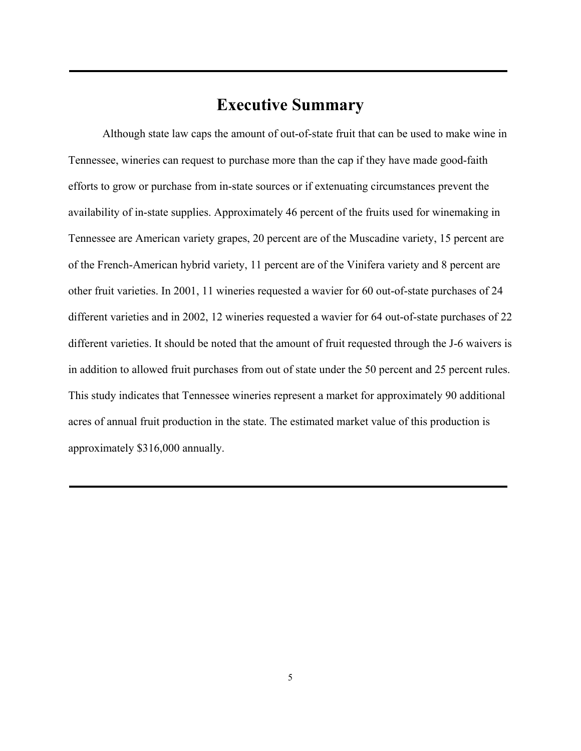# Executive Summary

Although state law caps the amount of out-of-state fruit that can be used to make wine in Tennessee, wineries can request to purchase more than the cap if they have made good-faith efforts to grow or purchase from in-state sources or if extenuating circumstances prevent the availability of in-state supplies. Approximately 46 percent of the fruits used for winemaking in Tennessee are American variety grapes, 20 percent are of the Muscadine variety, 15 percent are of the French-American hybrid variety, 11 percent are of the Vinifera variety and 8 percent are other fruit varieties. In 2001, 11 wineries requested a wavier for 60 out-of-state purchases of 24 different varieties and in 2002, 12 wineries requested a wavier for 64 out-of-state purchases of 22 different varieties. It should be noted that the amount of fruit requested through the J-6 waivers is in addition to allowed fruit purchases from out of state under the 50 percent and 25 percent rules. This study indicates that Tennessee wineries represent a market for approximately 90 additional acres of annual fruit production in the state. The estimated market value of this production is approximately $316,000 annually.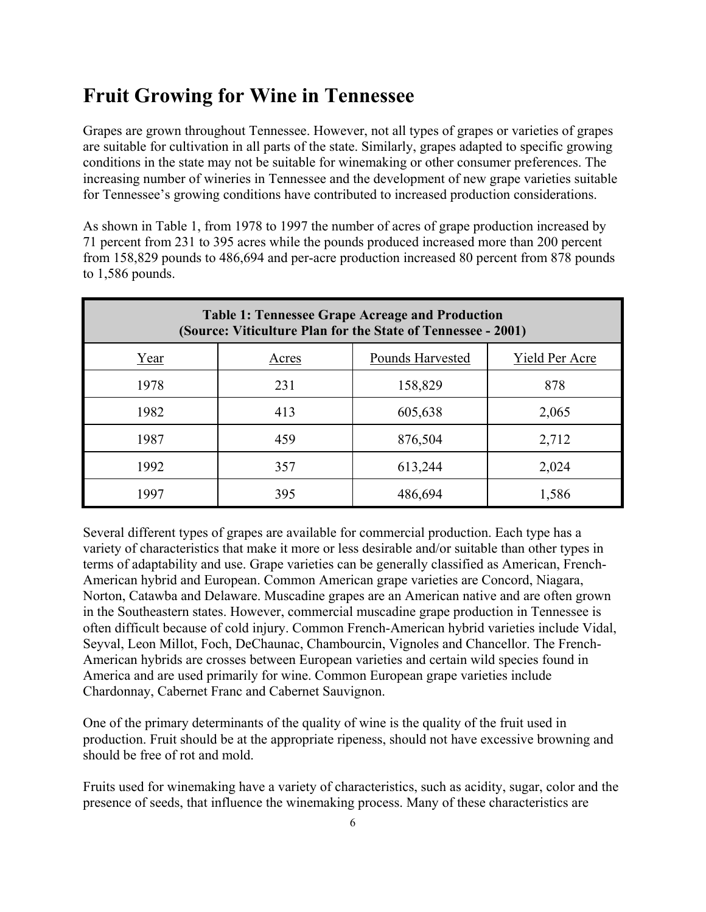# Fruit Growing for Wine in Tennessee

Grapes are grown throughout Tennessee. However, not all types of grapes or varieties of grapes are suitable for cultivation in all parts of the state. Similarly, grapes adapted to specific growing conditions in the state may not be suitable for winemaking or other consumer preferences. The increasing number of wineries in Tennessee and the development of new grape varieties suitable for Tennessee's growing conditions have contributed to increased production considerations.

As shown in Table 1, from 1978 to 1997 the number of acres of grape production increased by 71 percent from 231 to 395 acres while the pounds produced increased more than 200 percent from 158,829 pounds to 486,694 and per-acre production increased 80 percent from 878 pounds to 1,586 pounds.

**Table 1: Tennessee Grape Acreage and Production (Source: Viticulture Plan for the State of Tennessee - 2001)**

| Year | Acres | Pounds Harvested | Yield Per Acre |
|---|---|---|---|
| 1978 | 231 | 158,829 | 878 |
| 1982 | 413 | 605,638 | 2,065 |
| 1987 | 459 | 876,504 | 2,712 |
| 1992 | 357 | 613,244 | 2,024 |
| 1997 | 395 | 486,694 | 1,586 |

Several different types of grapes are available for commercial production. Each type has a variety of characteristics that make it more or less desirable and/or suitable than other types in terms of adaptability and use. Grape varieties can be generally classified as American, French-American hybrid and European. Common American grape varieties are Concord, Niagara, Norton, Catawba and Delaware. Muscadine grapes are an American native and are often grown in the Southeastern states. However, commercial muscadine grape production in Tennessee is often difficult because of cold injury. Common French-American hybrid varieties include Vidal, Seyval, Leon Millot, Foch, DeChaunac, Chambourcin, Vignoles and Chancellor. The French-American hybrids are crosses between European varieties and certain wild species found in America and are used primarily for wine. Common European grape varieties include Chardonnay, Cabernet Franc and Cabernet Sauvignon.

One of the primary determinants of the quality of wine is the quality of the fruit used in production. Fruit should be at the appropriate ripeness, should not have excessive browning and should be free of rot and mold.

Fruits used for winemaking have a variety of characteristics, such as acidity, sugar, color and the presence of seeds, that influence the winemaking process. Many of these characteristics are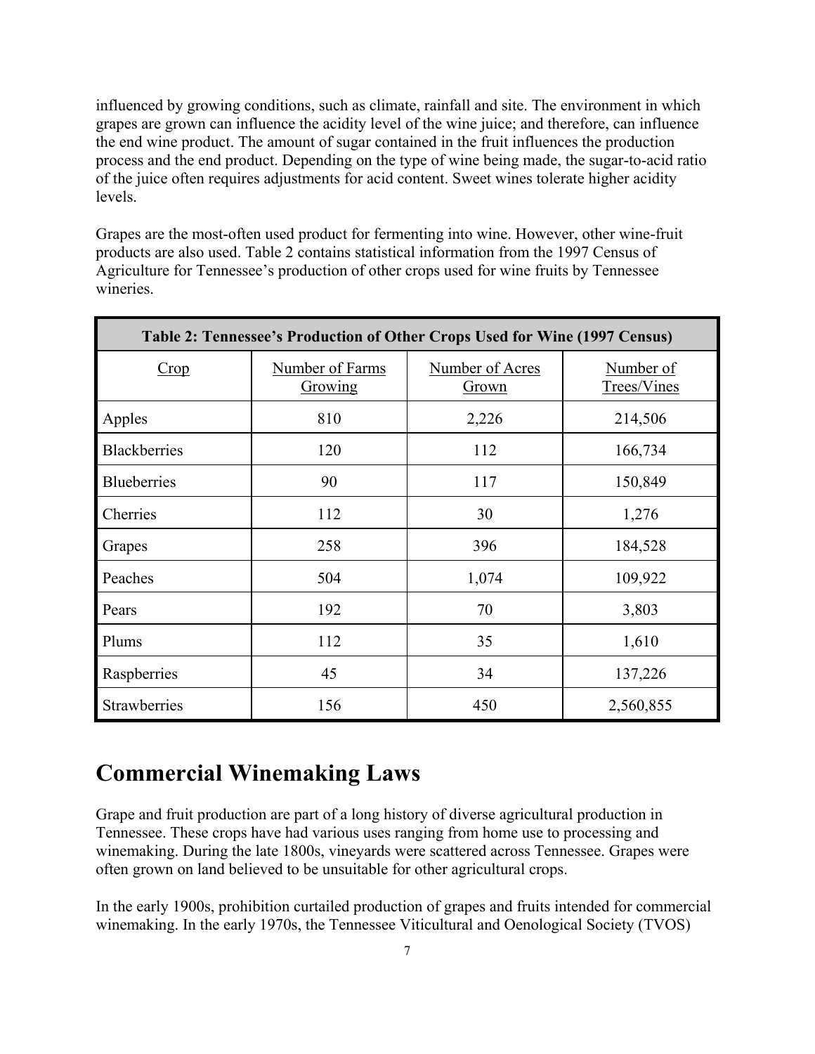influenced by growing conditions, such as climate, rainfall and site. The environment in which grapes are grown can influence the acidity level of the wine juice; and therefore, can influence the end wine product. The amount of sugar contained in the fruit influences the production process and the end product. Depending on the type of wine being made, the sugar-to-acid ratio of the juice often requires adjustments for acid content. Sweet wines tolerate higher acidity levels.

Grapes are the most-often used product for fermenting into wine. However, other wine-fruit products are also used. Table 2 contains statistical information from the 1997 Census of Agriculture for Tennessee's production of other crops used for wine fruits by Tennessee wineries.

**Table 2: Tennessee's Production of Other Crops Used for Wine (1997 Census)**

| Crop | Number of Farms Growing | Number of Acres Grown | Number of Trees/Vines |
|---|---|---|---|
| Apples | 810 | 2,226 | 214,506 |
| Blackberries | 120 | 112 | 166,734 |
| Blueberries | 90 | 117 | 150,849 |
| Cherries | 112 | 30 | 1,276 |
| Grapes | 258 | 396 | 184,528 |
| Peaches | 504 | 1,074 | 109,922 |
| Pears | 192 | 70 | 3,803 |
| Plums | 112 | 35 | 1,610 |
| Raspberries | 45 | 34 | 137,226 |
| Strawberries | 156 | 450 | 2,560,855 |

# Commercial Winemaking Laws

Grape and fruit production are part of a long history of diverse agricultural production in Tennessee. These crops have had various uses ranging from home use to processing and winemaking. During the late 1800s, vineyards were scattered across Tennessee. Grapes were often grown on land believed to be unsuitable for other agricultural crops.

In the early 1900s, prohibition curtailed production of grapes and fruits intended for commercial winemaking. In the early 1970s, the Tennessee Viticultural and Oenological Society (TVOS)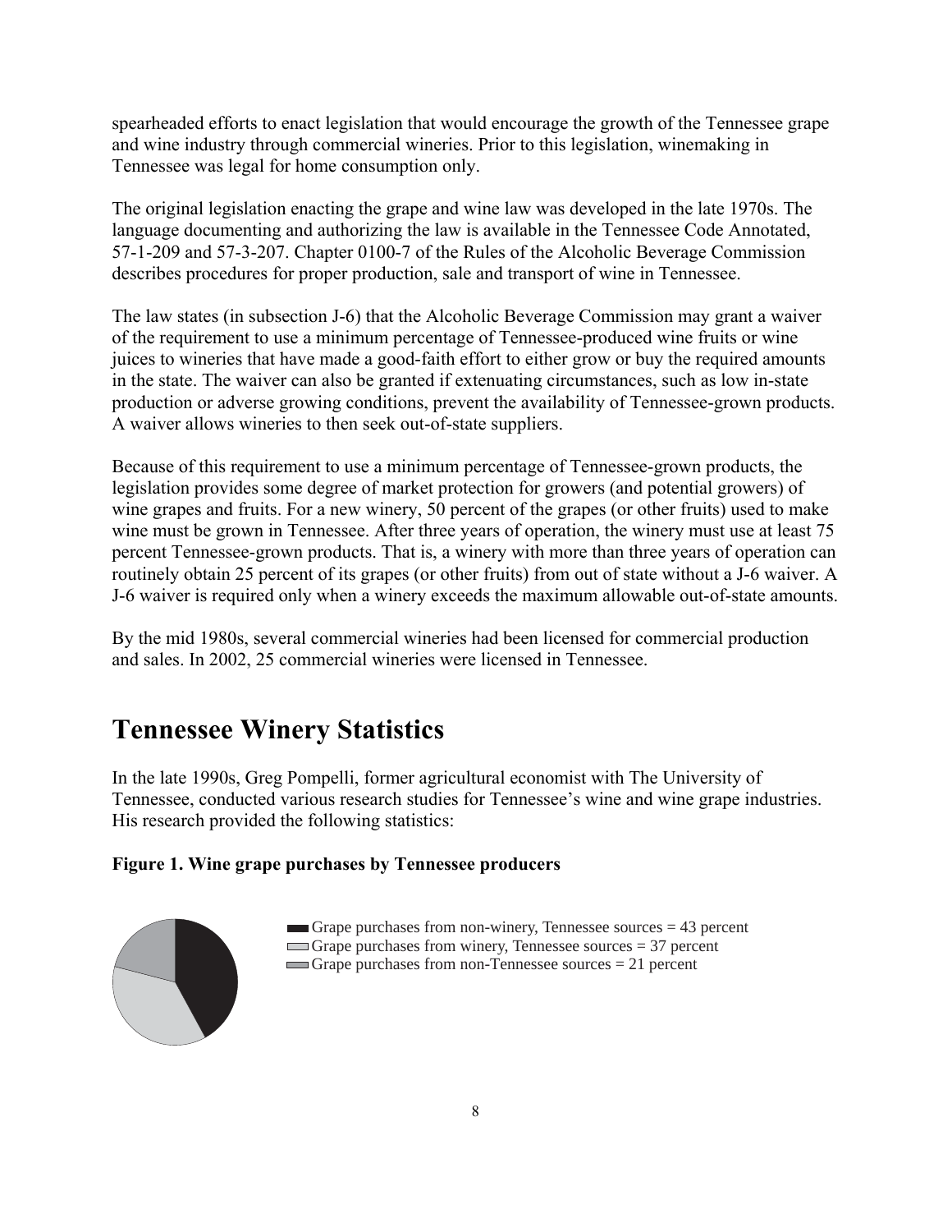spearheaded efforts to enact legislation that would encourage the growth of the Tennessee grape and wine industry through commercial wineries. Prior to this legislation, winemaking in Tennessee was legal for home consumption only.

The original legislation enacting the grape and wine law was developed in the late 1970s. The language documenting and authorizing the law is available in the Tennessee Code Annotated, 57-1-209 and 57-3-207. Chapter 0100-7 of the Rules of the Alcoholic Beverage Commission describes procedures for proper production, sale and transport of wine in Tennessee.

The law states (in subsection J-6) that the Alcoholic Beverage Commission may grant a waiver of the requirement to use a minimum percentage of Tennessee-produced wine fruits or wine juices to wineries that have made a good-faith effort to either grow or buy the required amounts in the state. The waiver can also be granted if extenuating circumstances, such as low in-state production or adverse growing conditions, prevent the availability of Tennessee-grown products. A waiver allows wineries to then seek out-of-state suppliers.

Because of this requirement to use a minimum percentage of Tennessee-grown products, the legislation provides some degree of market protection for growers (and potential growers) of wine grapes and fruits. For a new winery, 50 percent of the grapes (or other fruits) used to make wine must be grown in Tennessee. After three years of operation, the winery must use at least 75 percent Tennessee-grown products. That is, a winery with more than three years of operation can routinely obtain 25 percent of its grapes (or other fruits) from out of state without a J-6 waiver. A J-6 waiver is required only when a winery exceeds the maximum allowable out-of-state amounts.

By the mid 1980s, several commercial wineries had been licensed for commercial production and sales. In 2002, 25 commercial wineries were licensed in Tennessee.

# Tennessee Winery Statistics

In the late 1990s, Greg Pompelli, former agricultural economist with The University of Tennessee, conducted various research studies for Tennessee's wine and wine grape industries. His research provided the following statistics:

**Figure 1. Wine grape purchases by Tennessee producers**

- Grape purchases from non-winery, Tennessee sources = 43 percent
- Grape purchases from winery, Tennessee sources = 37 percent
- Grape purchases from non-Tennessee sources = 21 percent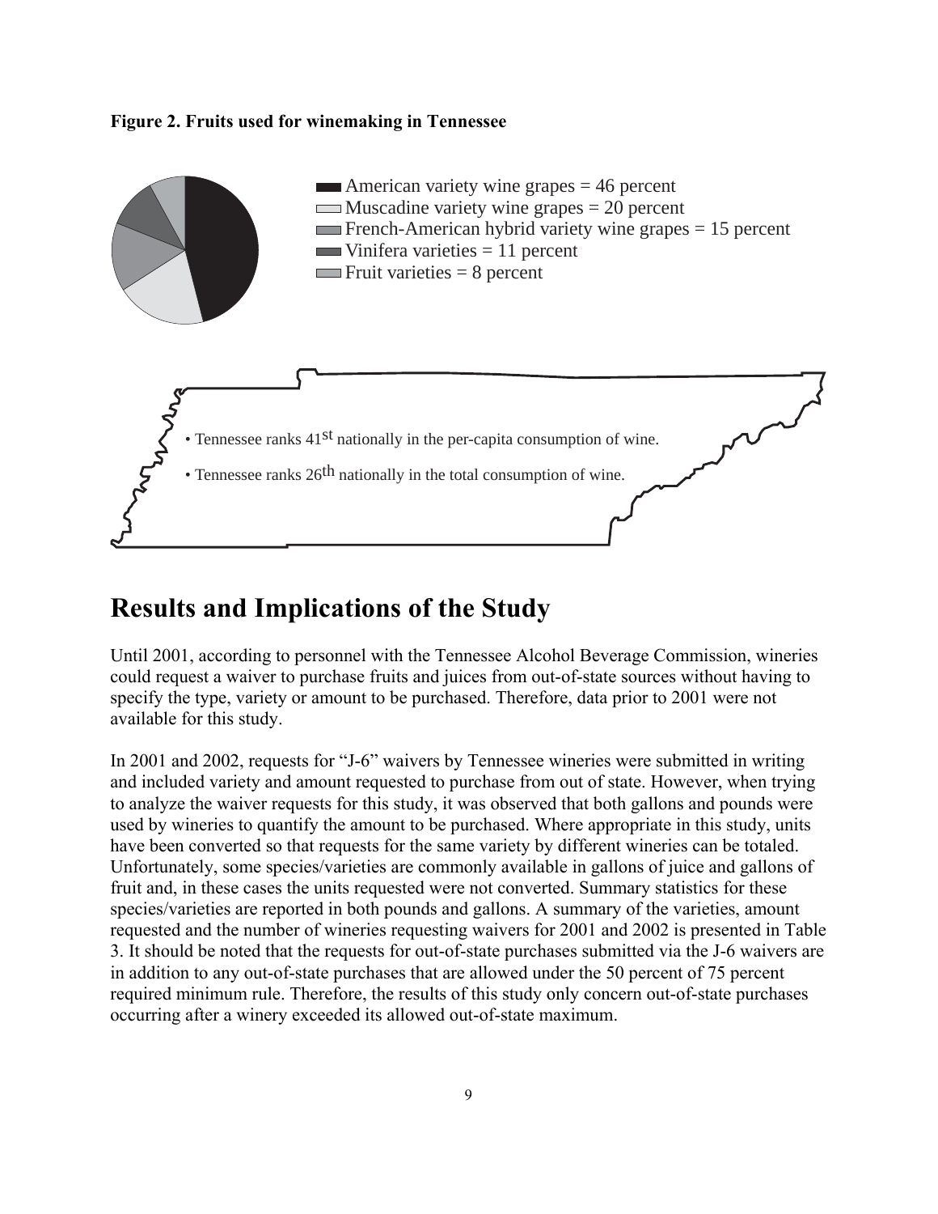**Figure 2. Fruits used for winemaking in Tennessee**

- American variety wine grapes = 46 percent
- Muscadine variety wine grapes = 20 percent
- French-American hybrid variety wine grapes = 15 percent
- Vinifera varieties = 11 percent
- Fruit varieties = 8 percent

- Tennessee ranks 41st nationally in the per-capita consumption of wine.
- Tennessee ranks 26th nationally in the total consumption of wine.

# Results and Implications of the Study

Until 2001, according to personnel with the Tennessee Alcohol Beverage Commission, wineries could request a waiver to purchase fruits and juices from out-of-state sources without having to specify the type, variety or amount to be purchased. Therefore, data prior to 2001 were not available for this study.

In 2001 and 2002, requests for "J-6" waivers by Tennessee wineries were submitted in writing and included variety and amount requested to purchase from out of state. However, when trying to analyze the waiver requests for this study, it was observed that both gallons and pounds were used by wineries to quantify the amount to be purchased. Where appropriate in this study, units have been converted so that requests for the same variety by different wineries can be totaled. Unfortunately, some species/varieties are commonly available in gallons of juice and gallons of fruit and, in these cases the units requested were not converted. Summary statistics for these species/varieties are reported in both pounds and gallons. A summary of the varieties, amount requested and the number of wineries requesting waivers for 2001 and 2002 is presented in Table 3. It should be noted that the requests for out-of-state purchases submitted via the J-6 waivers are in addition to any out-of-state purchases that are allowed under the 50 percent of 75 percent required minimum rule. Therefore, the results of this study only concern out-of-state purchases occurring after a winery exceeded its allowed out-of-state maximum.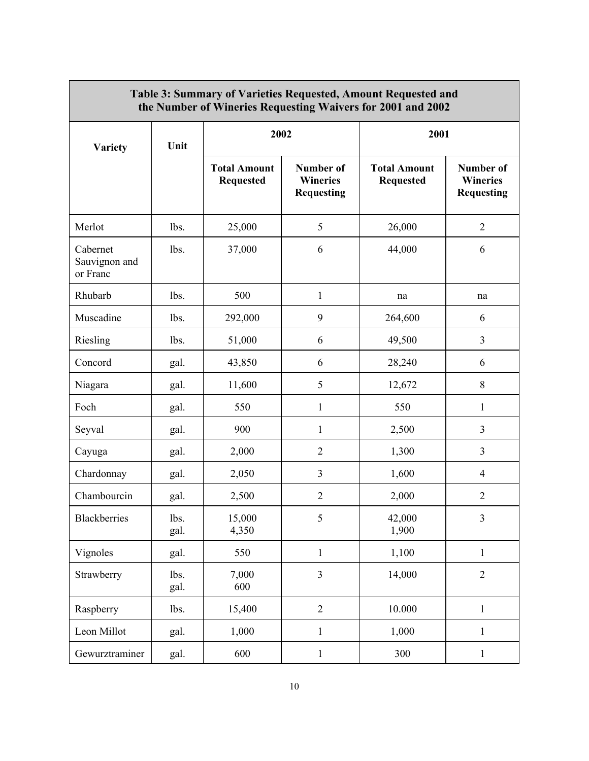| Table 3: Summary of Varieties Requested, Amount Requested and the Number of Wineries Requesting Waivers for 2001 and 2002 | | | | | |
|---|---|---|---|---|---|
| **Variety** | **Unit** | **2002** | | **2001** | |
| | | **Total Amount Requested** | **Number of Wineries Requesting** | **Total Amount Requested** | **Number of Wineries Requesting** |
| Merlot | lbs. | 25,000 | 5 | 26,000 | 2 |
| Cabernet Sauvignon and or Franc | lbs. | 37,000 | 6 | 44,000 | 6 |
| Rhubarb | lbs. | 500 | 1 | na | na |
| Muscadine | lbs. | 292,000 | 9 | 264,600 | 6 |
| Riesling | lbs. | 51,000 | 6 | 49,500 | 3 |
| Concord | gal. | 43,850 | 6 | 28,240 | 6 |
| Niagara | gal. | 11,600 | 5 | 12,672 | 8 |
| Foch | gal. | 550 | 1 | 550 | 1 |
| Seyval | gal. | 900 | 1 | 2,500 | 3 |
| Cayuga | gal. | 2,000 | 2 | 1,300 | 3 |
| Chardonnay | gal. | 2,050 | 3 | 1,600 | 4 |
| Chambourcin | gal. | 2,500 | 2 | 2,000 | 2 |
| Blackberries | lbs.<br>gal. | 15,000<br>4,350 | 5 | 42,000<br>1,900 | 3 |
| Vignoles | gal. | 550 | 1 | 1,100 | 1 |
| Strawberry | lbs.<br>gal. | 7,000<br>600 | 3 | 14,000 | 2 |
| Raspberry | lbs. | 15,400 | 2 | 10.000 | 1 |
| Leon Millot | gal. | 1,000 | 1 | 1,000 | 1 |
| Gewurztraminer | gal. | 600 | 1 | 300 | 1 |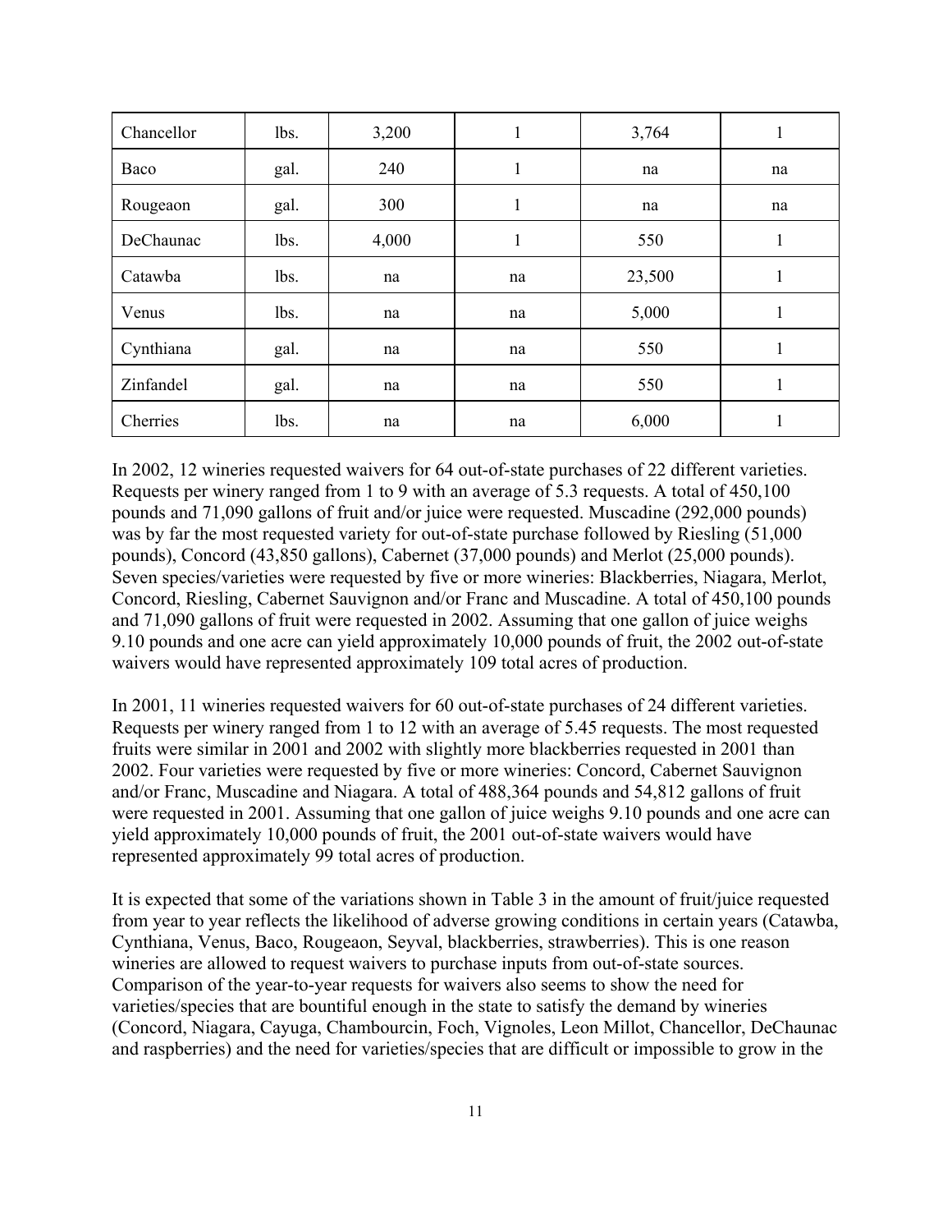| Chancellor | lbs. | 3,200 | 1 | 3,764 | 1 |
|---|---|---|---|---|---|
| Baco | gal. | 240 | 1 | na | na |
| Rougeaon | gal. | 300 | 1 | na | na |
| DeChaunac | lbs. | 4,000 | 1 | 550 | 1 |
| Catawba | lbs. | na | na | 23,500 | 1 |
| Venus | lbs. | na | na | 5,000 | 1 |
| Cynthiana | gal. | na | na | 550 | 1 |
| Zinfandel | gal. | na | na | 550 | 1 |
| Cherries | lbs. | na | na | 6,000 | 1 |

In 2002, 12 wineries requested waivers for 64 out-of-state purchases of 22 different varieties. Requests per winery ranged from 1 to 9 with an average of 5.3 requests. A total of 450,100 pounds and 71,090 gallons of fruit and/or juice were requested. Muscadine (292,000 pounds) was by far the most requested variety for out-of-state purchase followed by Riesling (51,000 pounds), Concord (43,850 gallons), Cabernet (37,000 pounds) and Merlot (25,000 pounds). Seven species/varieties were requested by five or more wineries: Blackberries, Niagara, Merlot, Concord, Riesling, Cabernet Sauvignon and/or Franc and Muscadine. A total of 450,100 pounds and 71,090 gallons of fruit were requested in 2002. Assuming that one gallon of juice weighs 9.10 pounds and one acre can yield approximately 10,000 pounds of fruit, the 2002 out-of-state waivers would have represented approximately 109 total acres of production.

In 2001, 11 wineries requested waivers for 60 out-of-state purchases of 24 different varieties. Requests per winery ranged from 1 to 12 with an average of 5.45 requests. The most requested fruits were similar in 2001 and 2002 with slightly more blackberries requested in 2001 than 2002. Four varieties were requested by five or more wineries: Concord, Cabernet Sauvignon and/or Franc, Muscadine and Niagara. A total of 488,364 pounds and 54,812 gallons of fruit were requested in 2001. Assuming that one gallon of juice weighs 9.10 pounds and one acre can yield approximately 10,000 pounds of fruit, the 2001 out-of-state waivers would have represented approximately 99 total acres of production.

It is expected that some of the variations shown in Table 3 in the amount of fruit/juice requested from year to year reflects the likelihood of adverse growing conditions in certain years (Catawba, Cynthiana, Venus, Baco, Rougeaon, Seyval, blackberries, strawberries). This is one reason wineries are allowed to request waivers to purchase inputs from out-of-state sources. Comparison of the year-to-year requests for waivers also seems to show the need for varieties/species that are bountiful enough in the state to satisfy the demand by wineries (Concord, Niagara, Cayuga, Chambourcin, Foch, Vignoles, Leon Millot, Chancellor, DeChaunac and raspberries) and the need for varieties/species that are difficult or impossible to grow in the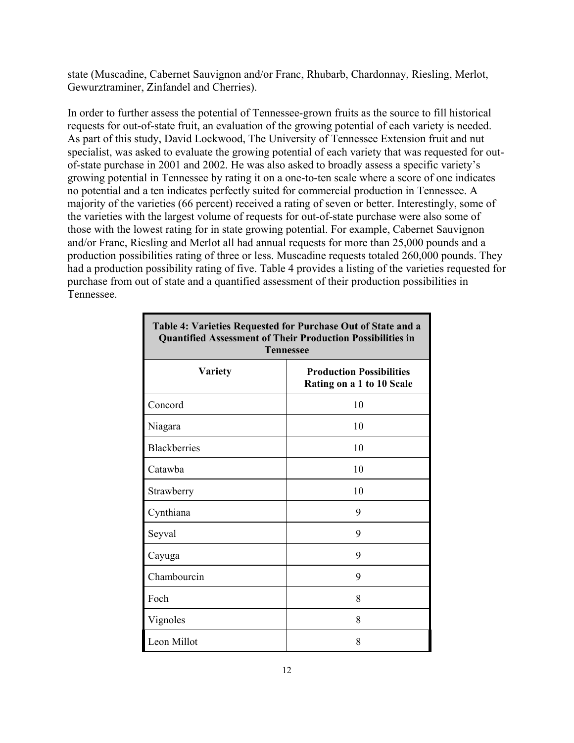state (Muscadine, Cabernet Sauvignon and/or Franc, Rhubarb, Chardonnay, Riesling, Merlot, Gewurztraminer, Zinfandel and Cherries).

In order to further assess the potential of Tennessee-grown fruits as the source to fill historical requests for out-of-state fruit, an evaluation of the growing potential of each variety is needed. As part of this study, David Lockwood, The University of Tennessee Extension fruit and nut specialist, was asked to evaluate the growing potential of each variety that was requested for out-of-state purchase in 2001 and 2002. He was also asked to broadly assess a specific variety's growing potential in Tennessee by rating it on a one-to-ten scale where a score of one indicates no potential and a ten indicates perfectly suited for commercial production in Tennessee. A majority of the varieties (66 percent) received a rating of seven or better. Interestingly, some of the varieties with the largest volume of requests for out-of-state purchase were also some of those with the lowest rating for in state growing potential. For example, Cabernet Sauvignon and/or Franc, Riesling and Merlot all had annual requests for more than 25,000 pounds and a production possibilities rating of three or less. Muscadine requests totaled 260,000 pounds. They had a production possibility rating of five. Table 4 provides a listing of the varieties requested for purchase from out of state and a quantified assessment of their production possibilities in Tennessee.

**Table 4: Varieties Requested for Purchase Out of State and a Quantified Assessment of Their Production Possibilities in Tennessee**

| Variety | Production Possibilities Rating on a 1 to 10 Scale |
|---|---|
| Concord | 10 |
| Niagara | 10 |
| Blackberries | 10 |
| Catawba | 10 |
| Strawberry | 10 |
| Cynthiana | 9 |
| Seyval | 9 |
| Cayuga | 9 |
| Chambourcin | 9 |
| Foch | 8 |
| Vignoles | 8 |
| Leon Millot | 8 |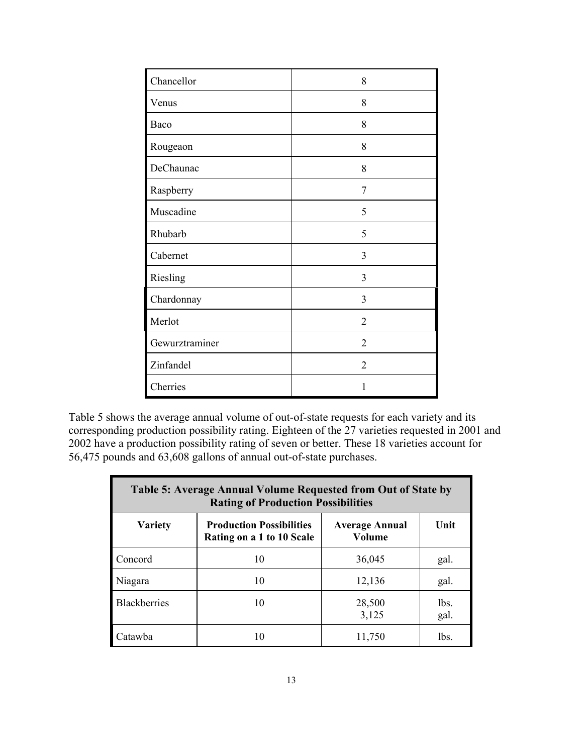| | |
|---|---|
| Chancellor | 8 |
| Venus | 8 |
| Baco | 8 |
| Rougeaon | 8 |
| DeChaunac | 8 |
| Raspberry | 7 |
| Muscadine | 5 |
| Rhubarb | 5 |
| Cabernet | 3 |
| Riesling | 3 |
| Chardonnay | 3 |
| Merlot | 2 |
| Gewurztraminer | 2 |
| Zinfandel | 2 |
| Cherries | 1 |

Table 5 shows the average annual volume of out-of-state requests for each variety and its corresponding production possibility rating. Eighteen of the 27 varieties requested in 2001 and 2002 have a production possibility rating of seven or better. These 18 varieties account for 56,475 pounds and 63,608 gallons of annual out-of-state purchases.

**Table 5: Average Annual Volume Requested from Out of State by Rating of Production Possibilities**

| Variety | Production Possibilities Rating on a 1 to 10 Scale | Average Annual Volume | Unit |
|---|---|---|---|
| Concord | 10 | 36,045 | gal. |
| Niagara | 10 | 12,136 | gal. |
| Blackberries | 10 | 28,500<br>3,125 | lbs.<br>gal. |
| Catawba | 10 | 11,750 | lbs. |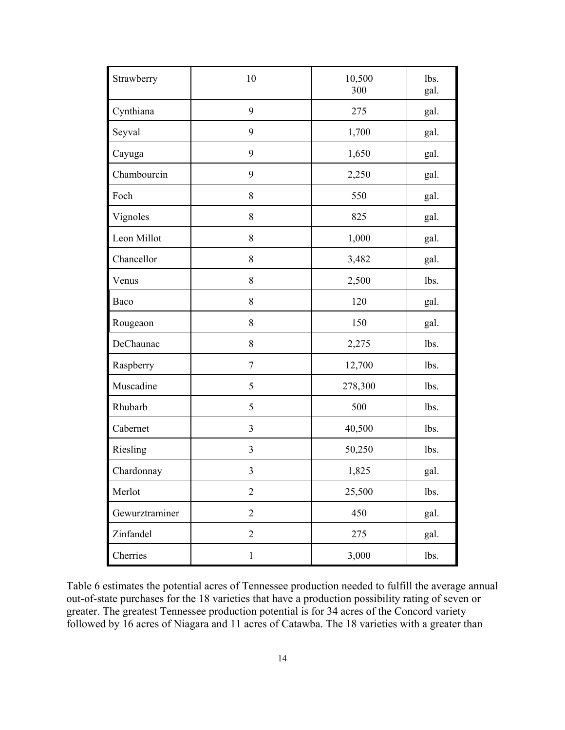| | | | |
|---|---|---|---|
| Strawberry | 10 | 10,500<br>300 | lbs.<br>gal. |
| Cynthiana | 9 | 275 | gal. |
| Seyval | 9 | 1,700 | gal. |
| Cayuga | 9 | 1,650 | gal. |
| Chambourcin | 9 | 2,250 | gal. |
| Foch | 8 | 550 | gal. |
| Vignoles | 8 | 825 | gal. |
| Leon Millot | 8 | 1,000 | gal. |
| Chancellor | 8 | 3,482 | gal. |
| Venus | 8 | 2,500 | lbs. |
| Baco | 8 | 120 | gal. |
| Rougeaon | 8 | 150 | gal. |
| DeChaunac | 8 | 2,275 | lbs. |
| Raspberry | 7 | 12,700 | lbs. |
| Muscadine | 5 | 278,300 | lbs. |
| Rhubarb | 5 | 500 | lbs. |
| Cabernet | 3 | 40,500 | lbs. |
| Riesling | 3 | 50,250 | lbs. |
| Chardonnay | 3 | 1,825 | gal. |
| Merlot | 2 | 25,500 | lbs. |
| Gewurztraminer | 2 | 450 | gal. |
| Zinfandel | 2 | 275 | gal. |
| Cherries | 1 | 3,000 | lbs. |

Table 6 estimates the potential acres of Tennessee production needed to fulfill the average annual out-of-state purchases for the 18 varieties that have a production possibility rating of seven or greater. The greatest Tennessee production potential is for 34 acres of the Concord variety followed by 16 acres of Niagara and 11 acres of Catawba. The 18 varieties with a greater than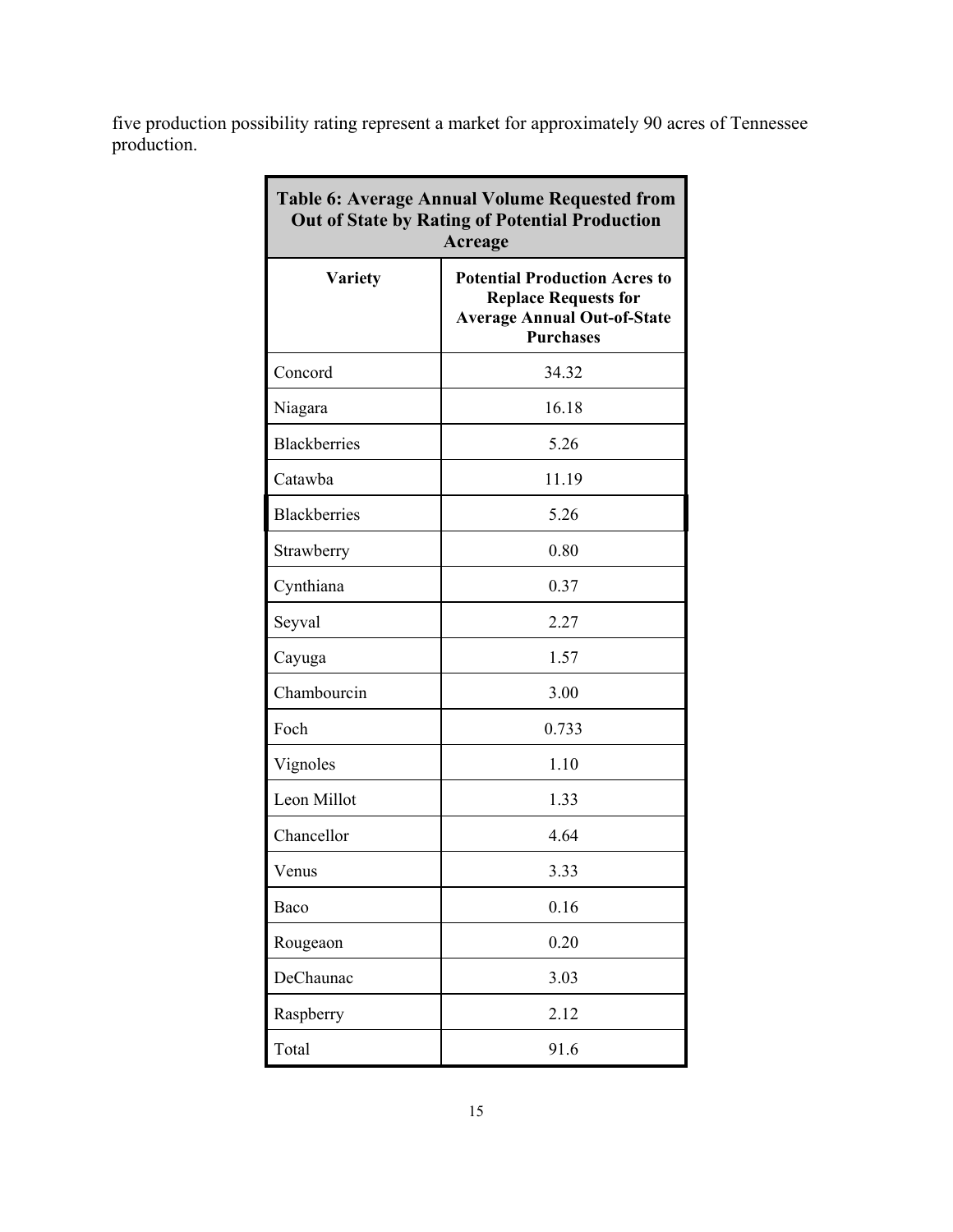five production possibility rating represent a market for approximately 90 acres of Tennessee production.

| Table 6: Average Annual Volume Requested from Out of State by Rating of Potential Production Acreage | |
|---|---|
| **Variety** | **Potential Production Acres to Replace Requests for Average Annual Out-of-State Purchases** |
| Concord | 34.32 |
| Niagara | 16.18 |
| Blackberries | 5.26 |
| Catawba | 11.19 |
| Blackberries | 5.26 |
| Strawberry | 0.80 |
| Cynthiana | 0.37 |
| Seyval | 2.27 |
| Cayuga | 1.57 |
| Chambourcin | 3.00 |
| Foch | 0.733 |
| Vignoles | 1.10 |
| Leon Millot | 1.33 |
| Chancellor | 4.64 |
| Venus | 3.33 |
| Baco | 0.16 |
| Rougeaon | 0.20 |
| DeChaunac | 3.03 |
| Raspberry | 2.12 |
| Total | 91.6 |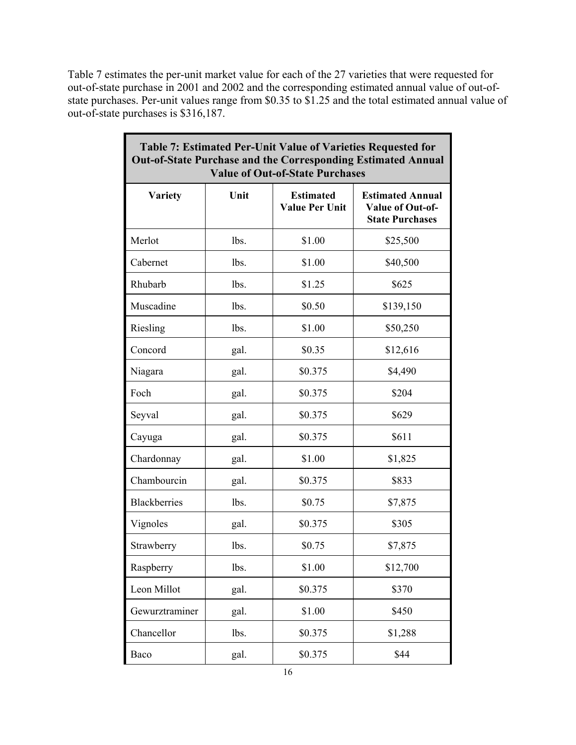Table 7 estimates the per-unit market value for each of the 27 varieties that were requested for out-of-state purchase in 2001 and 2002 and the corresponding estimated annual value of out-of-state purchases. Per-unit values range from $0.35 to $1.25 and the total estimated annual value of out-of-state purchases is $316,187.

**Table 7: Estimated Per-Unit Value of Varieties Requested for Out-of-State Purchase and the Corresponding Estimated Annual Value of Out-of-State Purchases**

| Variety | Unit | Estimated Value Per Unit | Estimated Annual Value of Out-of-State Purchases |
|---|---|---|---|
| Merlot | lbs. | $1.00 | $25,500 |
| Cabernet | lbs. | $1.00 | $40,500 |
| Rhubarb | lbs. | $1.25 | $625 |
| Muscadine | lbs. | $0.50 | $139,150 |
| Riesling | lbs. | $1.00 | $50,250 |
| Concord | gal. | $0.35 | $12,616 |
| Niagara | gal. | $0.375 | $4,490 |
| Foch | gal. | $0.375 | $204 |
| Seyval | gal. | $0.375 | $629 |
| Cayuga | gal. | $0.375 | $611 |
| Chardonnay | gal. | $1.00 | $1,825 |
| Chambourcin | gal. | $0.375 | $833 |
| Blackberries | lbs. | $0.75 | $7,875 |
| Vignoles | gal. | $0.375 | $305 |
| Strawberry | lbs. | $0.75 | $7,875 |
| Raspberry | lbs. | $1.00 | $12,700 |
| Leon Millot | gal. | $0.375 | $370 |
| Gewurztraminer | gal. | $1.00 | $450 |
| Chancellor | lbs. | $0.375 | $1,288 |
| Baco | gal. | $0.375 | $44 |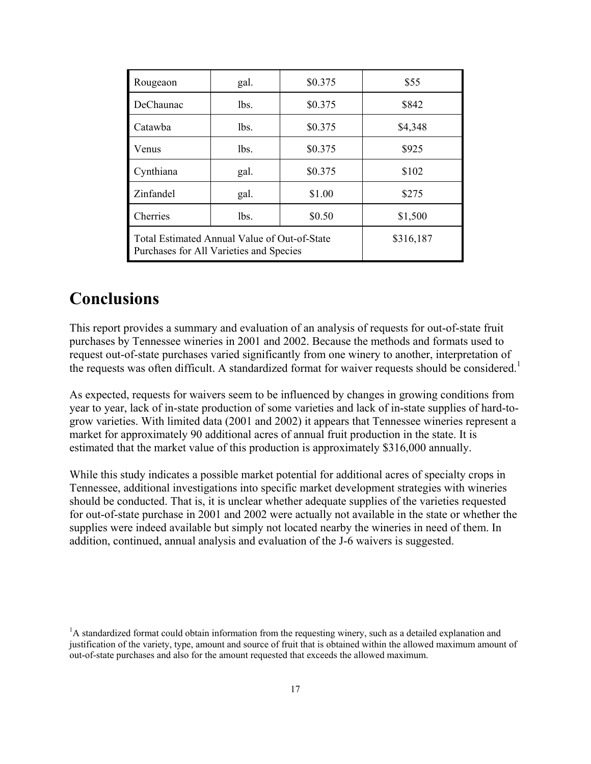| Rougeaon | gal. | $0.375 | $55 |
|---|---|---|---|
| DeChaunac | lbs. | $0.375 | $842 |
| Catawba | lbs. | $0.375 | $4,348 |
| Venus | lbs. | $0.375 | $925 |
| Cynthiana | gal. | $0.375 | $102 |
| Zinfandel | gal. | $1.00 | $275 |
| Cherries | lbs. | $0.50 | $1,500 |
| Total Estimated Annual Value of Out-of-State Purchases for All Varieties and Species | | | $316,187 |

# Conclusions

This report provides a summary and evaluation of an analysis of requests for out-of-state fruit purchases by Tennessee wineries in 2001 and 2002. Because the methods and formats used to request out-of-state purchases varied significantly from one winery to another, interpretation of the requests was often difficult. A standardized format for waiver requests should be considered.[1]

As expected, requests for waivers seem to be influenced by changes in growing conditions from year to year, lack of in-state production of some varieties and lack of in-state supplies of hard-to-grow varieties. With limited data (2001 and 2002) it appears that Tennessee wineries represent a market for approximately 90 additional acres of annual fruit production in the state. It is estimated that the market value of this production is approximately $316,000 annually.

While this study indicates a possible market potential for additional acres of specialty crops in Tennessee, additional investigations into specific market development strategies with wineries should be conducted. That is, it is unclear whether adequate supplies of the varieties requested for out-of-state purchase in 2001 and 2002 were actually not available in the state or whether the supplies were indeed available but simply not located nearby the wineries in need of them. In addition, continued, annual analysis and evaluation of the J-6 waivers is suggested.

[1]A standardized format could obtain information from the requesting winery, such as a detailed explanation and justification of the variety, type, amount and source of fruit that is obtained within the allowed maximum amount of out-of-state purchases and also for the amount requested that exceeds the allowed maximum.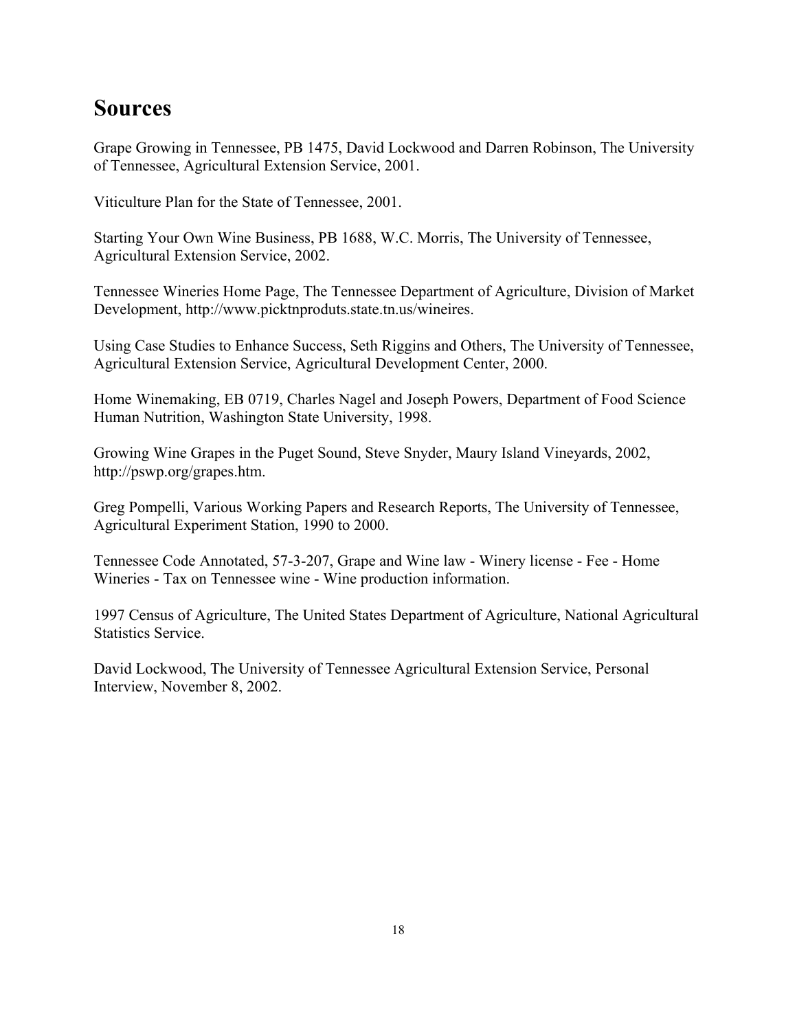# Sources

Grape Growing in Tennessee, PB 1475, David Lockwood and Darren Robinson, The University of Tennessee, Agricultural Extension Service, 2001.

Viticulture Plan for the State of Tennessee, 2001.

Starting Your Own Wine Business, PB 1688, W.C. Morris, The University of Tennessee, Agricultural Extension Service, 2002.

Tennessee Wineries Home Page, The Tennessee Department of Agriculture, Division of Market Development, http://www.picktnproduts.state.tn.us/wineires.

Using Case Studies to Enhance Success, Seth Riggins and Others, The University of Tennessee, Agricultural Extension Service, Agricultural Development Center, 2000.

Home Winemaking, EB 0719, Charles Nagel and Joseph Powers, Department of Food Science Human Nutrition, Washington State University, 1998.

Growing Wine Grapes in the Puget Sound, Steve Snyder, Maury Island Vineyards, 2002, http://pswp.org/grapes.htm.

Greg Pompelli, Various Working Papers and Research Reports, The University of Tennessee, Agricultural Experiment Station, 1990 to 2000.

Tennessee Code Annotated, 57-3-207, Grape and Wine law - Winery license - Fee - Home Wineries - Tax on Tennessee wine - Wine production information.

1997 Census of Agriculture, The United States Department of Agriculture, National Agricultural Statistics Service.

David Lockwood, The University of Tennessee Agricultural Extension Service, Personal Interview, November 8, 2002.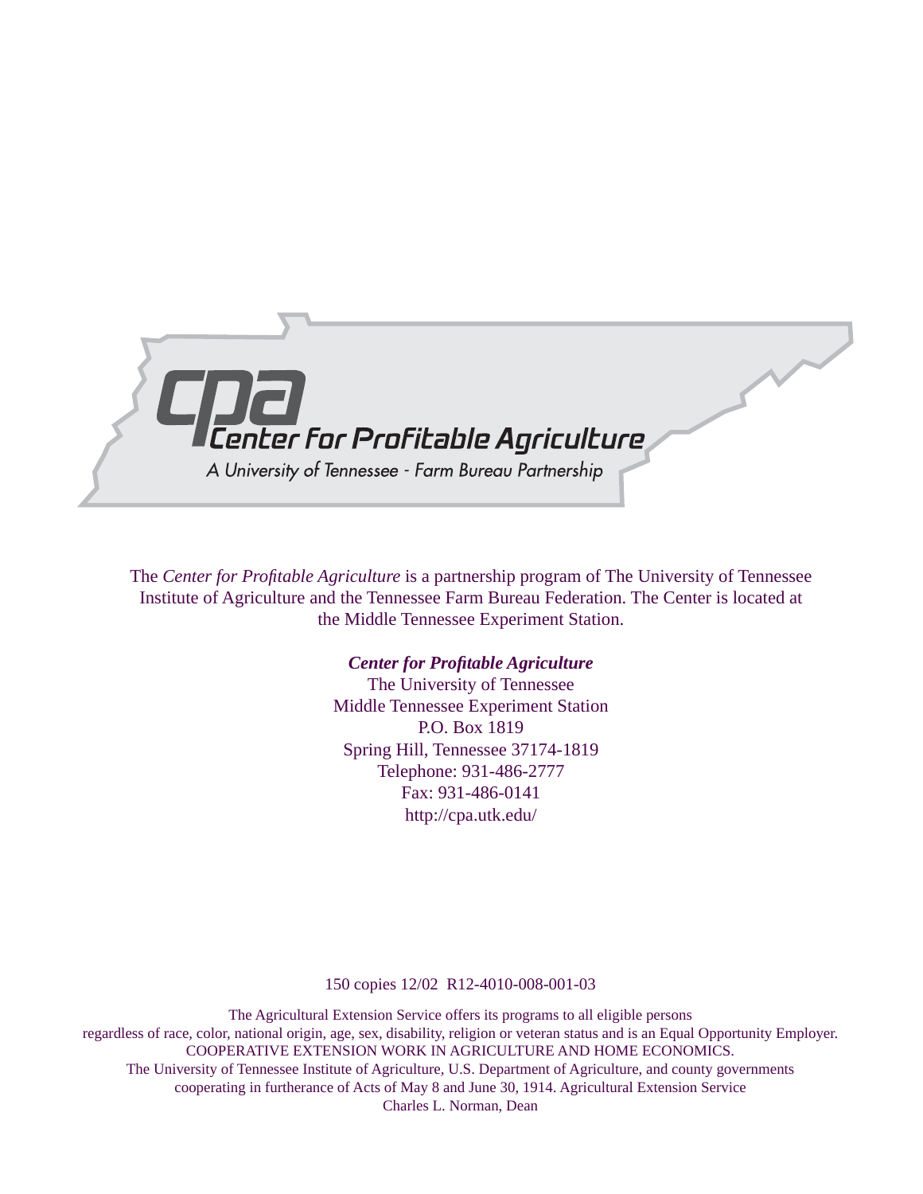cpa
Center for Profitable Agriculture
A University of Tennessee - Farm Bureau Partnership

The *Center for Profitable Agriculture* is a partnership program of The University of Tennessee Institute of Agriculture and the Tennessee Farm Bureau Federation. The Center is located at the Middle Tennessee Experiment Station.

***Center for Profitable Agriculture***
The University of Tennessee
Middle Tennessee Experiment Station
P.O. Box 1819
Spring Hill, Tennessee 37174-1819
Telephone: 931-486-2777
Fax: 931-486-0141
http://cpa.utk.edu/

150 copies 12/02 R12-4010-008-001-03

The Agricultural Extension Service offers its programs to all eligible persons regardless of race, color, national origin, age, sex, disability, religion or veteran status and is an Equal Opportunity Employer.
COOPERATIVE EXTENSION WORK IN AGRICULTURE AND HOME ECONOMICS.
The University of Tennessee Institute of Agriculture, U.S. Department of Agriculture, and county governments cooperating in furtherance of Acts of May 8 and June 30, 1914. Agricultural Extension Service
Charles L. Norman, Dean